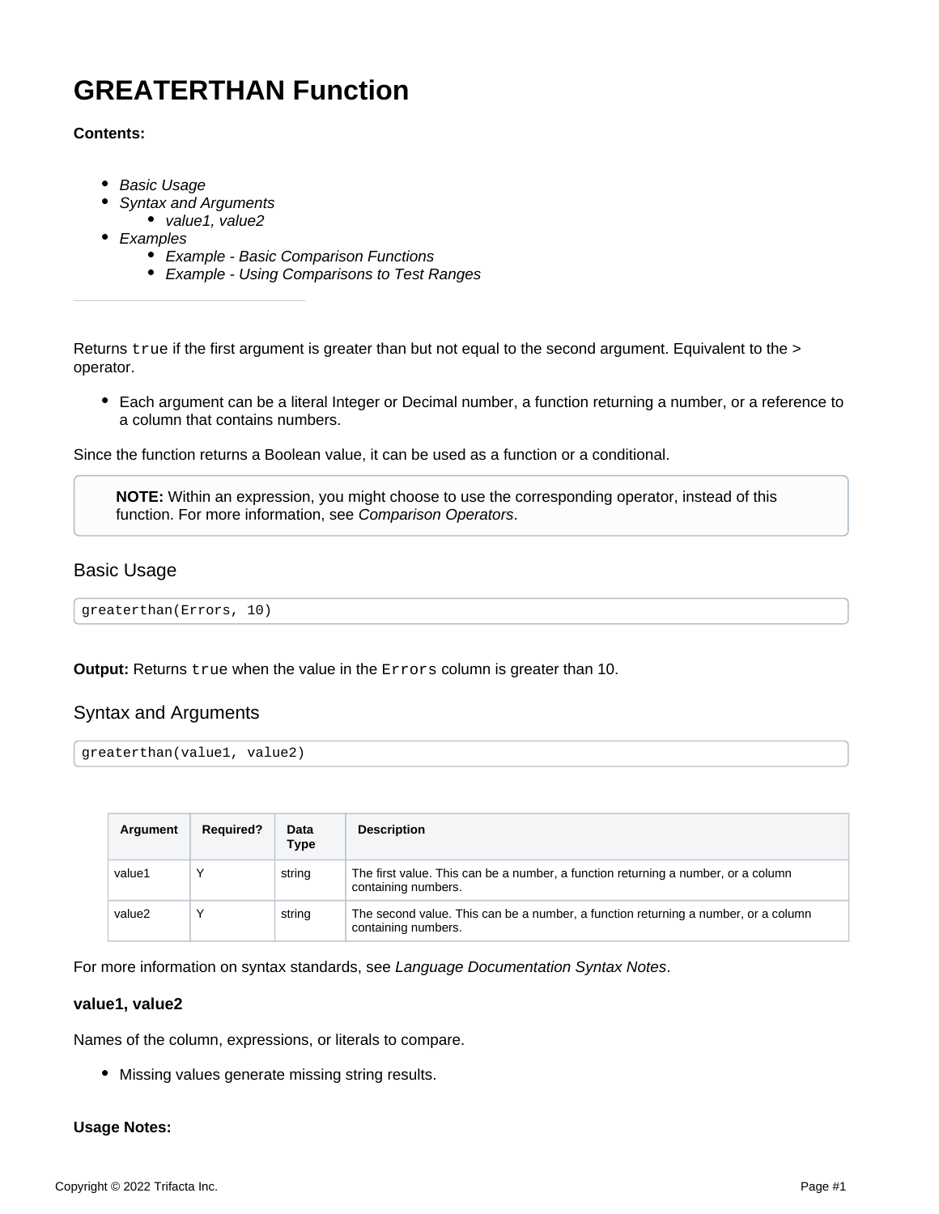# GREATERTHAN Function

**Contents:**

- *Basic Usage*
- *Syntax and Arguments*
  - *value1, value2*
- *Examples*
  - *Example - Basic Comparison Functions*
  - *Example - Using Comparisons to Test Ranges*

---

Returns `true` if the first argument is greater than but not equal to the second argument. Equivalent to the > operator.

- Each argument can be a literal Integer or Decimal number, a function returning a number, or a reference to a column that contains numbers.

Since the function returns a Boolean value, it can be used as a function or a conditional.

> **NOTE:** Within an expression, you might choose to use the corresponding operator, instead of this function. For more information, see *Comparison Operators*.

## Basic Usage

```
greaterthan(Errors, 10)
```

**Output:** Returns `true` when the value in the `Errors` column is greater than 10.

## Syntax and Arguments

```
greaterthan(value1, value2)
```

| Argument | Required? | Data Type | Description |
|---|---|---|---|
| value1 | Y | string | The first value. This can be a number, a function returning a number, or a column containing numbers. |
| value2 | Y | string | The second value. This can be a number, a function returning a number, or a column containing numbers. |

For more information on syntax standards, see *Language Documentation Syntax Notes*.

### value1, value2

Names of the column, expressions, or literals to compare.

- Missing values generate missing string results.

**Usage Notes:**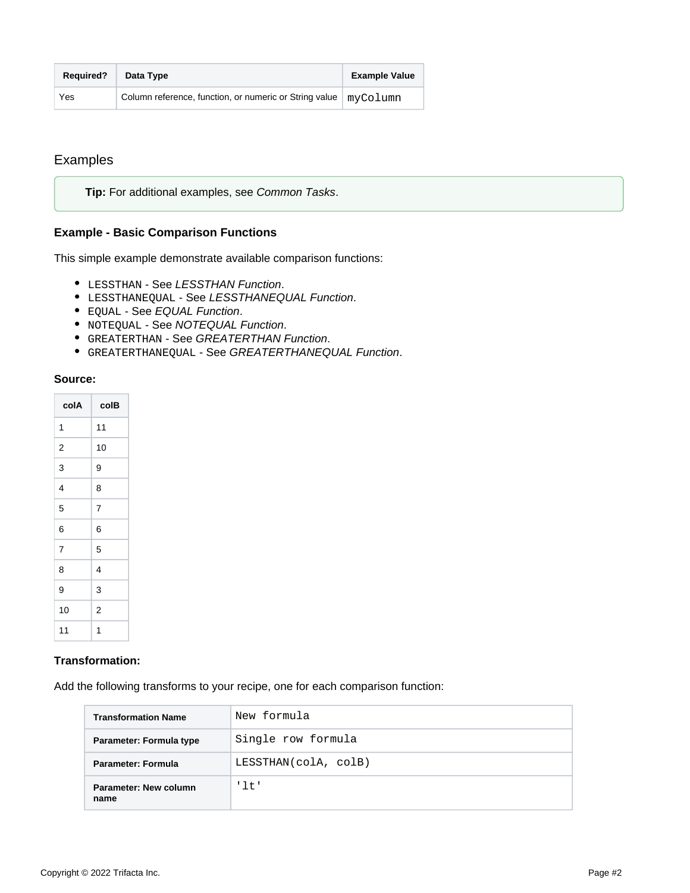| Required? | Data Type | Example Value |
| --- | --- | --- |
| Yes | Column reference, function, or numeric or String value | `myColumn` |

## Examples

> **Tip:** For additional examples, see *Common Tasks*.

### Example - Basic Comparison Functions

This simple example demonstrate available comparison functions:

- `LESSTHAN` - See *LESSTHAN Function*.
- `LESSTHANEQUAL` - See *LESSTHANEQUAL Function*.
- `EQUAL` - See *EQUAL Function*.
- `NOTEQUAL` - See *NOTEQUAL Function*.
- `GREATERTHAN` - See *GREATERTHAN Function*.
- `GREATERTHANEQUAL` - See *GREATERTHANEQUAL Function*.

**Source:**

| colA | colB |
| --- | --- |
| 1 | 11 |
| 2 | 10 |
| 3 | 9 |
| 4 | 8 |
| 5 | 7 |
| 6 | 6 |
| 7 | 5 |
| 8 | 4 |
| 9 | 3 |
| 10 | 2 |
| 11 | 1 |

**Transformation:**

Add the following transforms to your recipe, one for each comparison function:

| Transformation Name | `New formula` |
| --- | --- |
| **Parameter: Formula type** | `Single row formula` |
| **Parameter: Formula** | `LESSTHAN(colA, colB)` |
| **Parameter: New column name** | `'lt'` |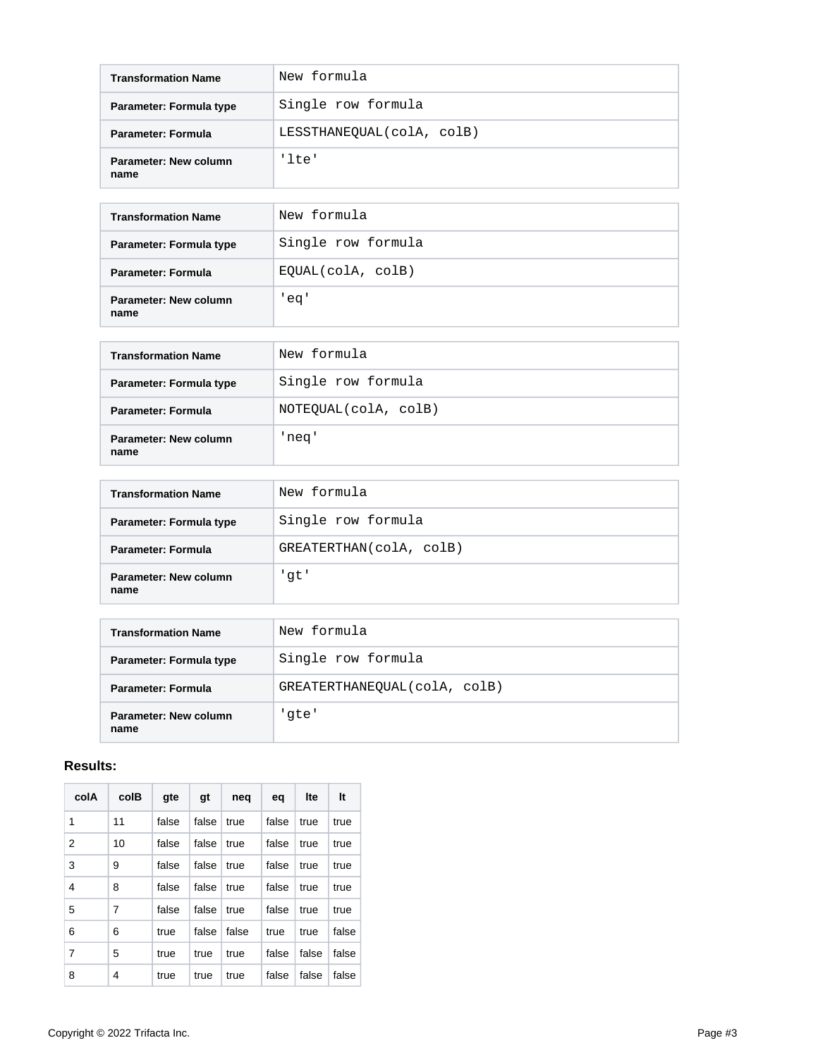| Transformation Name | New formula |
| --- | --- |
| Parameter: Formula type | Single row formula |
| Parameter: Formula | LESSTHANEQUAL(colA, colB) |
| Parameter: New column name | 'lte' |

| Transformation Name | New formula |
| --- | --- |
| Parameter: Formula type | Single row formula |
| Parameter: Formula | EQUAL(colA, colB) |
| Parameter: New column name | 'eq' |

| Transformation Name | New formula |
| --- | --- |
| Parameter: Formula type | Single row formula |
| Parameter: Formula | NOTEQUAL(colA, colB) |
| Parameter: New column name | 'neq' |

| Transformation Name | New formula |
| --- | --- |
| Parameter: Formula type | Single row formula |
| Parameter: Formula | GREATERTHAN(colA, colB) |
| Parameter: New column name | 'gt' |

| Transformation Name | New formula |
| --- | --- |
| Parameter: Formula type | Single row formula |
| Parameter: Formula | GREATERTHANEQUAL(colA, colB) |
| Parameter: New column name | 'gte' |

**Results:**

| colA | colB | gte | gt | neq | eq | lte | lt |
| --- | --- | --- | --- | --- | --- | --- | --- |
| 1 | 11 | false | false | true | false | true | true |
| 2 | 10 | false | false | true | false | true | true |
| 3 | 9 | false | false | true | false | true | true |
| 4 | 8 | false | false | true | false | true | true |
| 5 | 7 | false | false | true | false | true | true |
| 6 | 6 | true | false | false | true | true | false |
| 7 | 5 | true | true | true | false | false | false |
| 8 | 4 | true | true | true | false | false | false |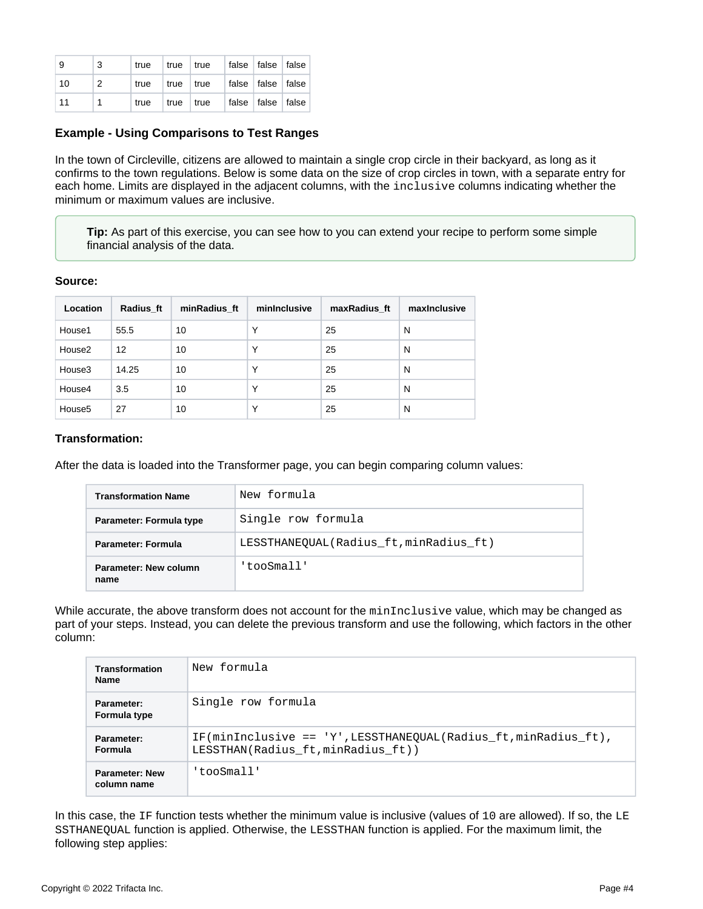| | | | | | | | |
|---|---|---|---|---|---|---|---|
| 9 | 3 | true | true | true | false | false | false |
| 10 | 2 | true | true | true | false | false | false |
| 11 | 1 | true | true | true | false | false | false |

### Example - Using Comparisons to Test Ranges

In the town of Circleville, citizens are allowed to maintain a single crop circle in their backyard, as long as it confirms to the town regulations. Below is some data on the size of crop circles in town, with a separate entry for each home. Limits are displayed in the adjacent columns, with the `inclusive` columns indicating whether the minimum or maximum values are inclusive.

> **Tip:** As part of this exercise, you can see how to you can extend your recipe to perform some simple financial analysis of the data.

**Source:**

| Location | Radius_ft | minRadius_ft | minInclusive | maxRadius_ft | maxInclusive |
|---|---|---|---|---|---|
| House1 | 55.5 | 10 | Y | 25 | N |
| House2 | 12 | 10 | Y | 25 | N |
| House3 | 14.25 | 10 | Y | 25 | N |
| House4 | 3.5 | 10 | Y | 25 | N |
| House5 | 27 | 10 | Y | 25 | N |

**Transformation:**

After the data is loaded into the Transformer page, you can begin comparing column values:

| Transformation Name | `New formula` |
|---|---|
| Parameter: Formula type | `Single row formula` |
| Parameter: Formula | `LESSTHANEQUAL(Radius_ft,minRadius_ft)` |
| Parameter: New column name | `'tooSmall'` |

While accurate, the above transform does not account for the `minInclusive` value, which may be changed as part of your steps. Instead, you can delete the previous transform and use the following, which factors in the other column:

| Transformation Name | `New formula` |
|---|---|
| Parameter: Formula type | `Single row formula` |
| Parameter: Formula | `IF(minInclusive == 'Y',LESSTHANEQUAL(Radius_ft,minRadius_ft), LESSTHAN(Radius_ft,minRadius_ft))` |
| Parameter: New column name | `'tooSmall'` |

In this case, the `IF` function tests whether the minimum value is inclusive (values of `10` are allowed). If so, the `LESSTHANEQUAL` function is applied. Otherwise, the `LESSTHAN` function is applied. For the maximum limit, the following step applies: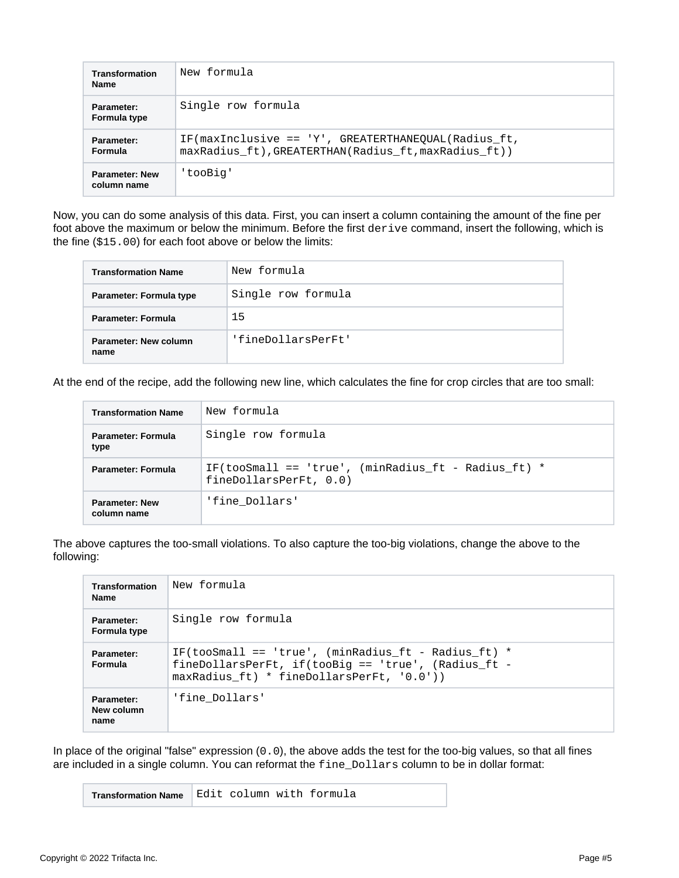| Transformation Name | New formula |
| --- | --- |
| Parameter: Formula type | Single row formula |
| Parameter: Formula | IF(maxInclusive == 'Y', GREATERTHANEQUAL(Radius_ft, maxRadius_ft),GREATERTHAN(Radius_ft,maxRadius_ft)) |
| Parameter: New column name | 'tooBig' |

Now, you can do some analysis of this data. First, you can insert a column containing the amount of the fine per foot above the maximum or below the minimum. Before the first `derive` command, insert the following, which is the fine (`$15.00`) for each foot above or below the limits:

| Transformation Name | New formula |
| --- | --- |
| Parameter: Formula type | Single row formula |
| Parameter: Formula | 15 |
| Parameter: New column name | 'fineDollarsPerFt' |

At the end of the recipe, add the following new line, which calculates the fine for crop circles that are too small:

| Transformation Name | New formula |
| --- | --- |
| Parameter: Formula type | Single row formula |
| Parameter: Formula | IF(tooSmall == 'true', (minRadius_ft - Radius_ft) * fineDollarsPerFt, 0.0) |
| Parameter: New column name | 'fine_Dollars' |

The above captures the too-small violations. To also capture the too-big violations, change the above to the following:

| Transformation Name | New formula |
| --- | --- |
| Parameter: Formula type | Single row formula |
| Parameter: Formula | IF(tooSmall == 'true', (minRadius_ft - Radius_ft) * fineDollarsPerFt, if(tooBig == 'true', (Radius_ft - maxRadius_ft) * fineDollarsPerFt, '0.0')) |
| Parameter: New column name | 'fine_Dollars' |

In place of the original "false" expression (`0.0`), the above adds the test for the too-big values, so that all fines are included in a single column. You can reformat the `fine_Dollars` column to be in dollar format:

| Transformation Name | Edit column with formula |
| --- | --- |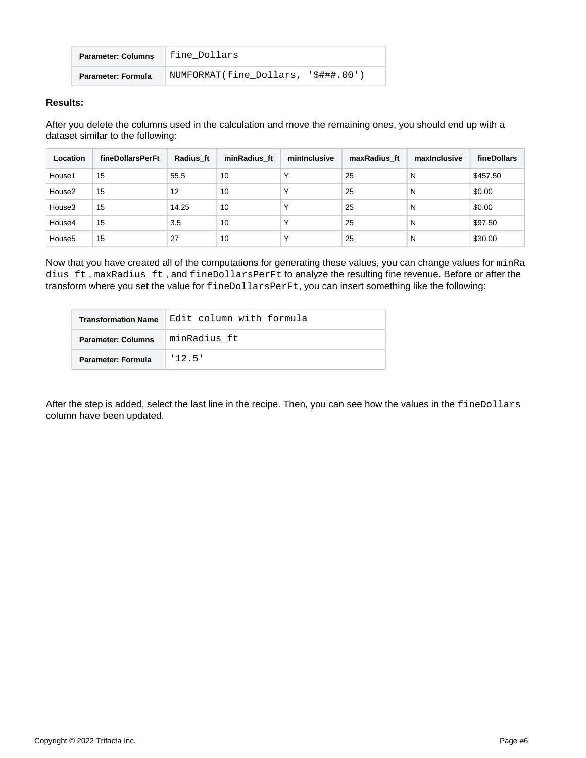| | |
|---|---|
| **Parameter: Columns** | fine_Dollars |
| **Parameter: Formula** | NUMFORMAT(fine_Dollars, '$###.00') |

**Results:**

After you delete the columns used in the calculation and move the remaining ones, you should end up with a dataset similar to the following:

| Location | fineDollarsPerFt | Radius_ft | minRadius_ft | minInclusive | maxRadius_ft | maxInclusive | fineDollars |
|---|---|---|---|---|---|---|---|
| House1 | 15 | 55.5 | 10 | Y | 25 | N | $457.50 |
| House2 | 15 | 12 | 10 | Y | 25 | N | $0.00 |
| House3 | 15 | 14.25 | 10 | Y | 25 | N | $0.00 |
| House4 | 15 | 3.5 | 10 | Y | 25 | N | $97.50 |
| House5 | 15 | 27 | 10 | Y | 25 | N | $30.00 |

Now that you have created all of the computations for generating these values, you can change values for `minRadius_ft` , `maxRadius_ft` , and `fineDollarsPerFt` to analyze the resulting fine revenue. Before or after the transform where you set the value for `fineDollarsPerFt`, you can insert something like the following:

| | |
|---|---|
| **Transformation Name** | Edit column with formula |
| **Parameter: Columns** | minRadius_ft |
| **Parameter: Formula** | '12.5' |

After the step is added, select the last line in the recipe. Then, you can see how the values in the `fineDollars` column have been updated.